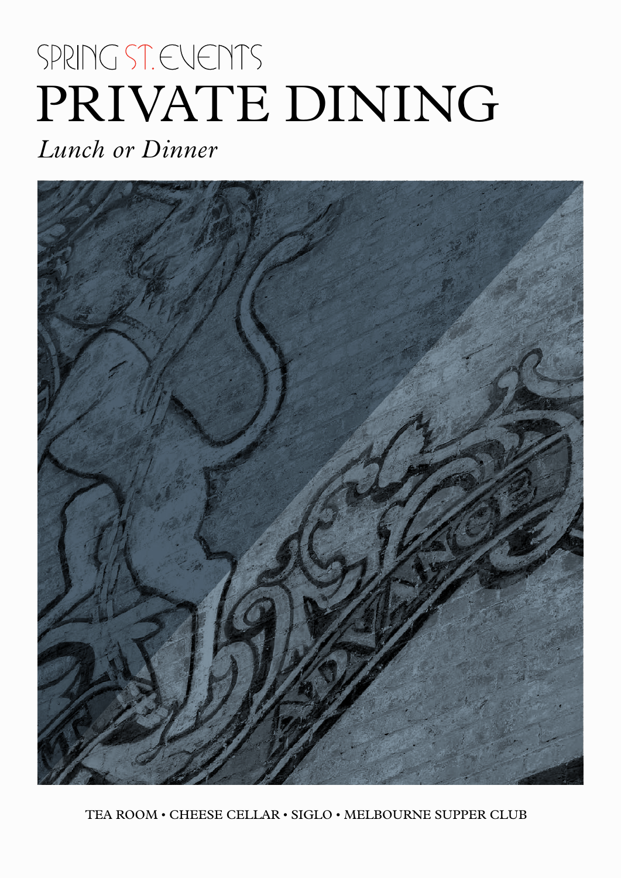SPRING ST. EVENTS

# PRIVATE DINING

*Lunch or Dinner*

TEA ROOM • CHEESE CELLAR • SIGLO • MELBOURNE SUPPER CLUB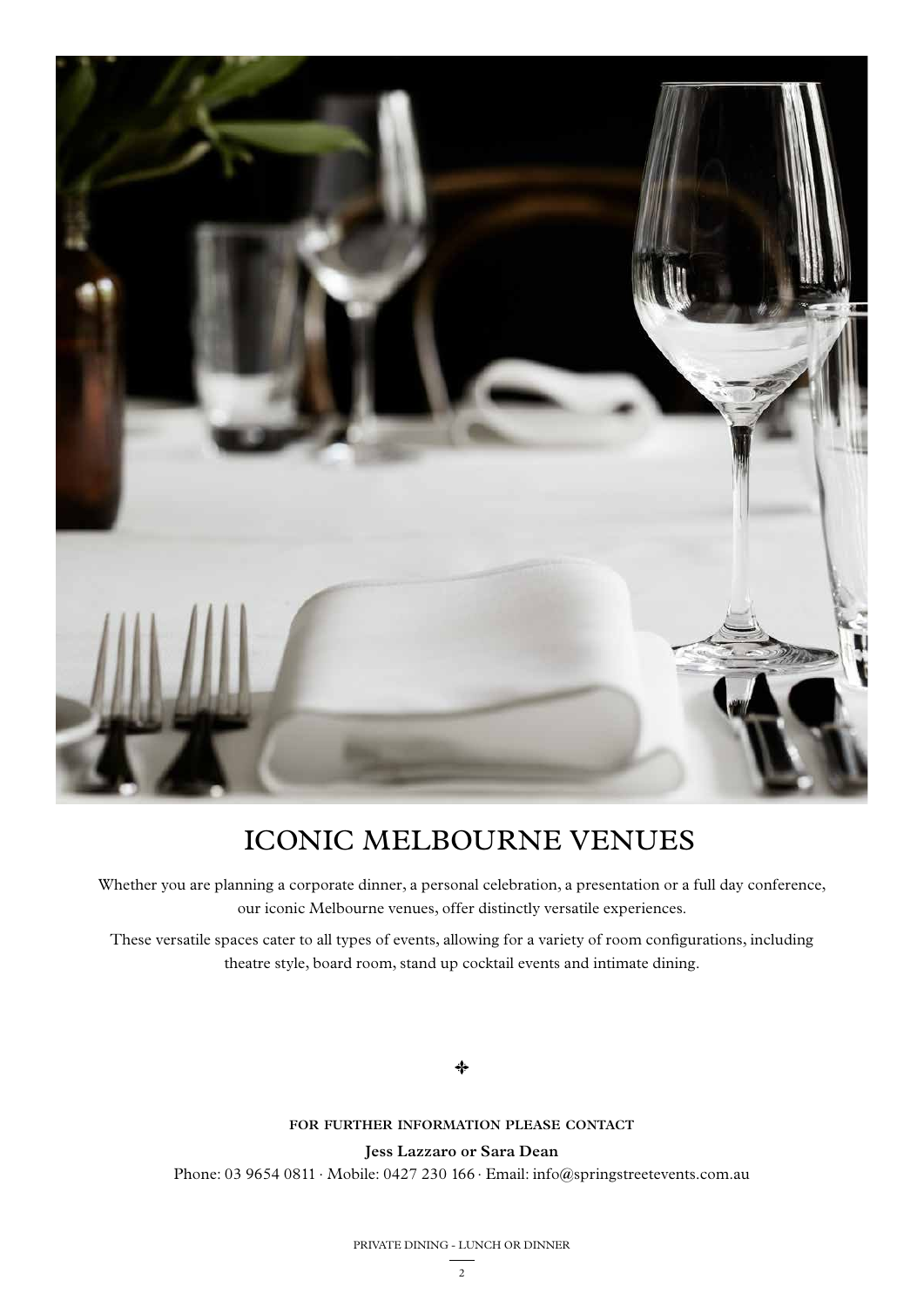# ICONIC MELBOURNE VENUES

Whether you are planning a corporate dinner, a personal celebration, a presentation or a full day conference, our iconic Melbourne venues, offer distinctly versatile experiences.

These versatile spaces cater to all types of events, allowing for a variety of room configurations, including theatre style, board room, stand up cocktail events and intimate dining.

FOR FURTHER INFORMATION PLEASE CONTACT

**Jess Lazzaro or Sara Dean**

Phone: 03 9654 0811 · Mobile: 0427 230 166 · Email: info@springstreetevents.com.au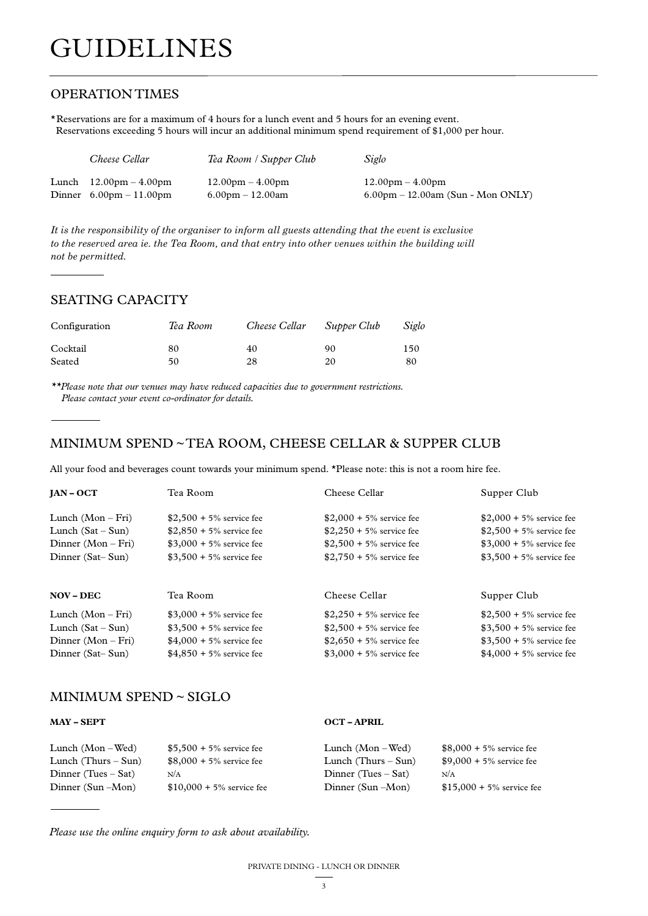# GUIDELINES

## OPERATION TIMES

*Reservations are for a maximum of 4 hours for a lunch event and 5 hours for an evening event.
Reservations exceeding 5 hours will incur an additional minimum spend requirement of $1,000 per hour.

| | *Cheese Cellar* | *Tea Room / Supper Club* | *Siglo* |
|---|---|---|---|
| Lunch | 12.00pm – 4.00pm | 12.00pm – 4.00pm | 12.00pm – 4.00pm |
| Dinner | 6.00pm – 11.00pm | 6.00pm – 12.00am | 6.00pm – 12.00am (Sun - Mon ONLY) |

*It is the responsibility of the organiser to inform all guests attending that the event is exclusive to the reserved area ie. the Tea Room, and that entry into other venues within the building will not be permitted.*

## SEATING CAPACITY

| Configuration | *Tea Room* | *Cheese Cellar* | *Supper Club* | *Siglo* |
|---|---|---|---|---|
| Cocktail | 80 | 40 | 90 | 150 |
| Seated | 50 | 28 | 20 | 80 |

***Please note that our venues may have reduced capacities due to government restrictions. Please contact your event co-ordinator for details.*

## MINIMUM SPEND ~ TEA ROOM, CHEESE CELLAR & SUPPER CLUB

All your food and beverages count towards your minimum spend. *Please note: this is not a room hire fee.

| **JAN – OCT** | Tea Room | Cheese Cellar | Supper Club |
|---|---|---|---|
| Lunch (Mon – Fri) | $2,500 + 5% service fee | $2,000 + 5% service fee | $2,000 + 5% service fee |
| Lunch (Sat – Sun) | $2,850 + 5% service fee | $2,250 + 5% service fee | $2,500 + 5% service fee |
| Dinner (Mon – Fri) | $3,000 + 5% service fee | $2,500 + 5% service fee | $3,000 + 5% service fee |
| Dinner (Sat– Sun) | $3,500 + 5% service fee | $2,750 + 5% service fee | $3,500 + 5% service fee |

| **NOV – DEC** | Tea Room | Cheese Cellar | Supper Club |
|---|---|---|---|
| Lunch (Mon – Fri) | $3,000 + 5% service fee | $2,250 + 5% service fee | $2,500 + 5% service fee |
| Lunch (Sat – Sun) | $3,500 + 5% service fee | $2,500 + 5% service fee | $3,500 + 5% service fee |
| Dinner (Mon – Fri) | $4,000 + 5% service fee | $2,650 + 5% service fee | $3,500 + 5% service fee |
| Dinner (Sat– Sun) | $4,850 + 5% service fee | $3,000 + 5% service fee | $4,000 + 5% service fee |

## MINIMUM SPEND ~ SIGLO

| **MAY – SEPT** | |
|---|---|
| Lunch (Mon –Wed) | $5,500 + 5% service fee |
| Lunch (Thurs – Sun) | $8,000 + 5% service fee |
| Dinner (Tues – Sat) | N/A |
| Dinner (Sun –Mon) | $10,000 + 5% service fee |

| **OCT – APRIL** | |
|---|---|
| Lunch (Mon –Wed) | $8,000 + 5% service fee |
| Lunch (Thurs – Sun) | $9,000 + 5% service fee |
| Dinner (Tues – Sat) | N/A |
| Dinner (Sun –Mon) | $15,000 + 5% service fee |

*Please use the online enquiry form to ask about availability.*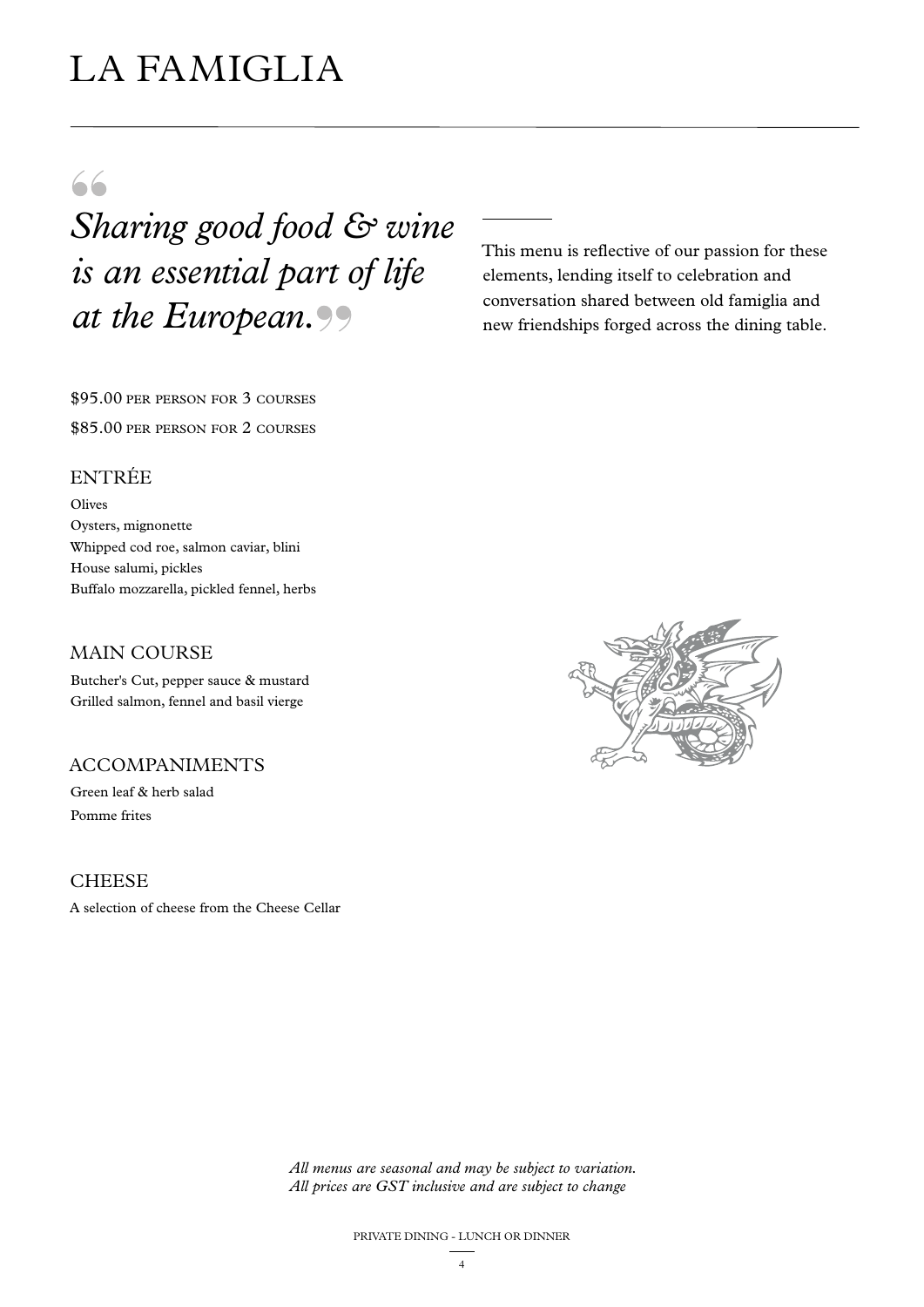# LA FAMIGLIA

> *Sharing good food & wine is an essential part of life at the European.*

This menu is reflective of our passion for these elements, lending itself to celebration and conversation shared between old famiglia and new friendships forged across the dining table.

$95.00 PER PERSON FOR 3 COURSES

$85.00 PER PERSON FOR 2 COURSES

## ENTRÉE

Olives
Oysters, mignonette
Whipped cod roe, salmon caviar, blini
House salumi, pickles
Buffalo mozzarella, pickled fennel, herbs

## MAIN COURSE

Butcher's Cut, pepper sauce & mustard
Grilled salmon, fennel and basil vierge

## ACCOMPANIMENTS

Green leaf & herb salad
Pomme frites

## CHEESE

A selection of cheese from the Cheese Cellar

*All menus are seasonal and may be subject to variation.*
*All prices are GST inclusive and are subject to change*

PRIVATE DINING - LUNCH OR DINNER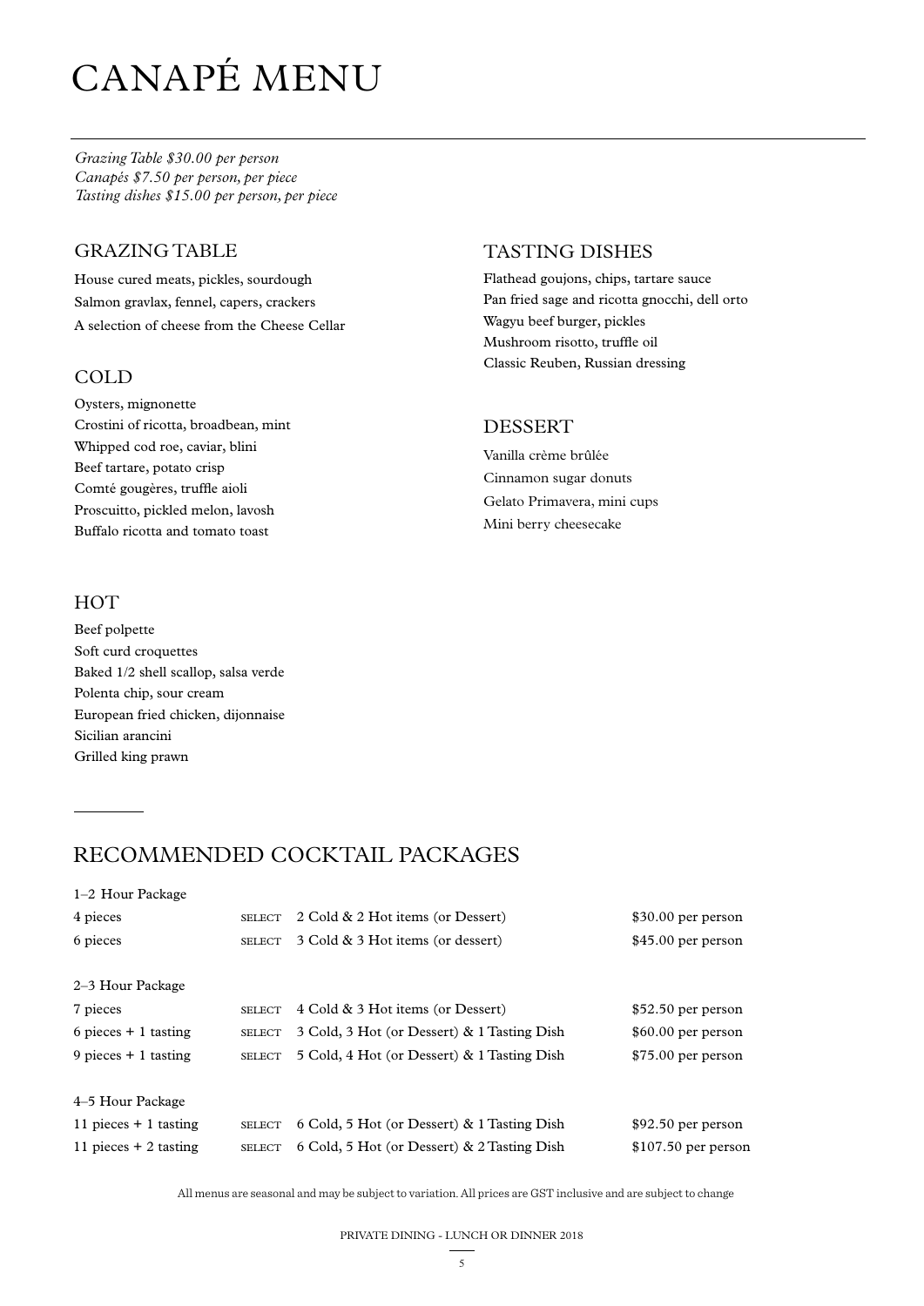# CANAPÉ MENU

*Grazing Table $30.00 per person*
*Canapés $7.50 per person, per piece*
*Tasting dishes $15.00 per person, per piece*

## GRAZING TABLE

House cured meats, pickles, sourdough
Salmon gravlax, fennel, capers, crackers
A selection of cheese from the Cheese Cellar

## COLD

Oysters, mignonette
Crostini of ricotta, broadbean, mint
Whipped cod roe, caviar, blini
Beef tartare, potato crisp
Comté gougères, truffle aioli
Proscuitto, pickled melon, lavosh
Buffalo ricotta and tomato toast

## HOT

Beef polpette
Soft curd croquettes
Baked 1/2 shell scallop, salsa verde
Polenta chip, sour cream
European fried chicken, dijonnaise
Sicilian arancini
Grilled king prawn

## TASTING DISHES

Flathead goujons, chips, tartare sauce
Pan fried sage and ricotta gnocchi, dell orto
Wagyu beef burger, pickles
Mushroom risotto, truffle oil
Classic Reuben, Russian dressing

## DESSERT

Vanilla crème brûlée
Cinnamon sugar donuts
Gelato Primavera, mini cups
Mini berry cheesecake

## RECOMMENDED COCKTAIL PACKAGES

| Package | | Selection | Price |
|---|---|---|---|
| 1–2 Hour Package | | | |
| 4 pieces | SELECT | 2 Cold & 2 Hot items (or Dessert) | $30.00 per person |
| 6 pieces | SELECT | 3 Cold & 3 Hot items (or dessert) | $45.00 per person |
| 2–3 Hour Package | | | |
| 7 pieces | SELECT | 4 Cold & 3 Hot items (or Dessert) | $52.50 per person |
| 6 pieces + 1 tasting | SELECT | 3 Cold, 3 Hot (or Dessert) & 1 Tasting Dish | $60.00 per person |
| 9 pieces + 1 tasting | SELECT | 5 Cold, 4 Hot (or Dessert) & 1 Tasting Dish | $75.00 per person |
| 4–5 Hour Package | | | |
| 11 pieces + 1 tasting | SELECT | 6 Cold, 5 Hot (or Dessert) & 1 Tasting Dish | $92.50 per person |
| 11 pieces + 2 tasting | SELECT | 6 Cold, 5 Hot (or Dessert) & 2 Tasting Dish | $107.50 per person |

All menus are seasonal and may be subject to variation. All prices are GST inclusive and are subject to change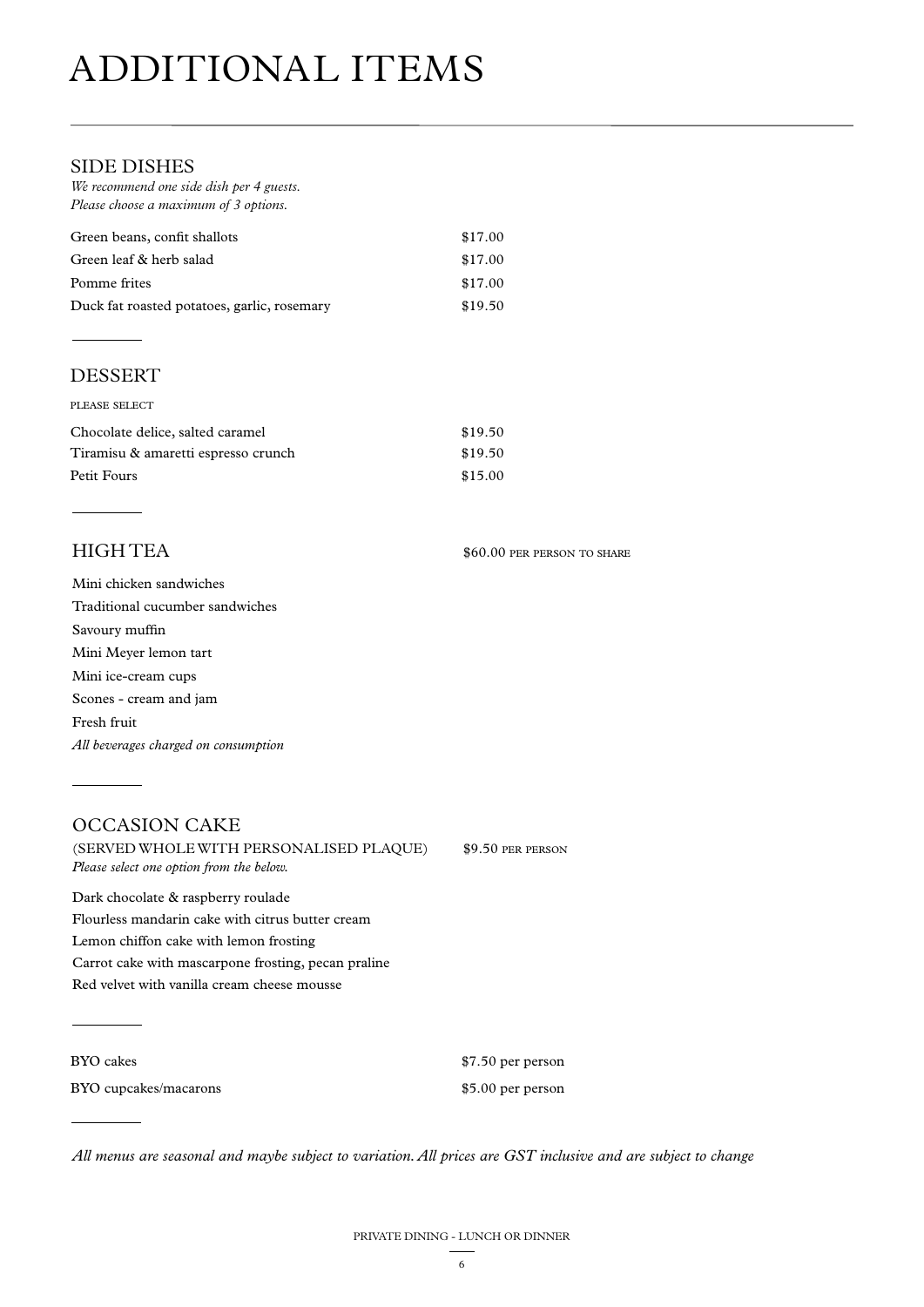# ADDITIONAL ITEMS

## SIDE DISHES

*We recommend one side dish per 4 guests.*
*Please choose a maximum of 3 options.*

| | |
|---|---|
| Green beans, confit shallots | $17.00 |
| Green leaf & herb salad | $17.00 |
| Pomme frites | $17.00 |
| Duck fat roasted potatoes, garlic, rosemary | $19.50 |

## DESSERT

PLEASE SELECT

| | |
|---|---|
| Chocolate delice, salted caramel | $19.50 |
| Tiramisu & amaretti espresso crunch | $19.50 |
| Petit Fours | $15.00 |

## HIGH TEA

$60.00 PER PERSON TO SHARE

Mini chicken sandwiches
Traditional cucumber sandwiches
Savoury muffin
Mini Meyer lemon tart
Mini ice-cream cups
Scones - cream and jam
Fresh fruit
*All beverages charged on consumption*

## OCCASION CAKE

(SERVED WHOLE WITH PERSONALISED PLAQUE) $9.50 PER PERSON
*Please select one option from the below.*

Dark chocolate & raspberry roulade
Flourless mandarin cake with citrus butter cream
Lemon chiffon cake with lemon frosting
Carrot cake with mascarpone frosting, pecan praline
Red velvet with vanilla cream cheese mousse

| | |
|---|---|
| BYO cakes | $7.50 per person |
| BYO cupcakes/macarons | $5.00 per person |

*All menus are seasonal and maybe subject to variation. All prices are GST inclusive and are subject to change*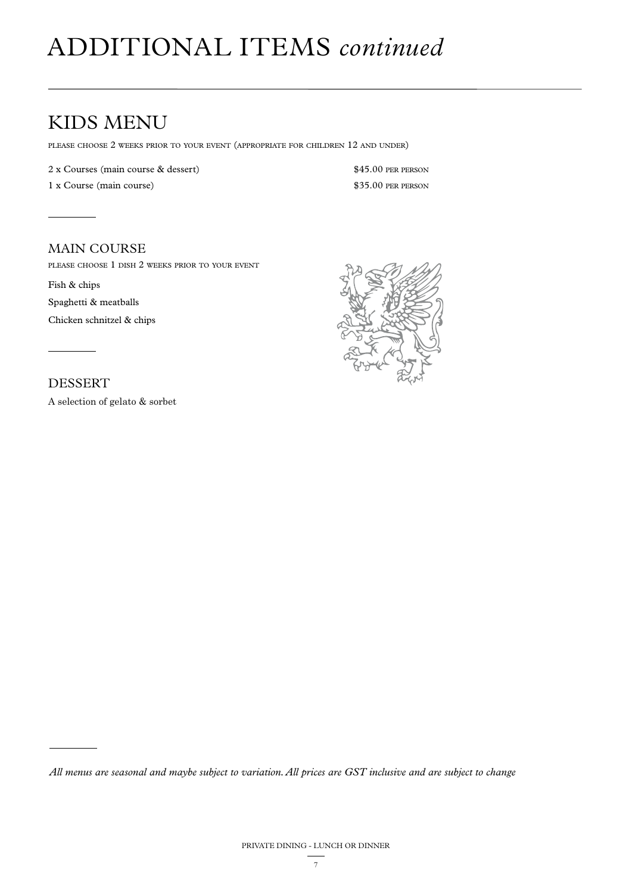# ADDITIONAL ITEMS *continued*

## KIDS MENU

PLEASE CHOOSE 2 WEEKS PRIOR TO YOUR EVENT (APPROPRIATE FOR CHILDREN 12 AND UNDER)

| | |
|---|---|
| 2 x Courses (main course & dessert) | $45.00 PER PERSON |
| 1 x Course (main course) | $35.00 PER PERSON |

### MAIN COURSE

PLEASE CHOOSE 1 DISH 2 WEEKS PRIOR TO YOUR EVENT

Fish & chips

Spaghetti & meatballs

Chicken schnitzel & chips

### DESSERT

A selection of gelato & sorbet

*All menus are seasonal and maybe subject to variation. All prices are GST inclusive and are subject to change*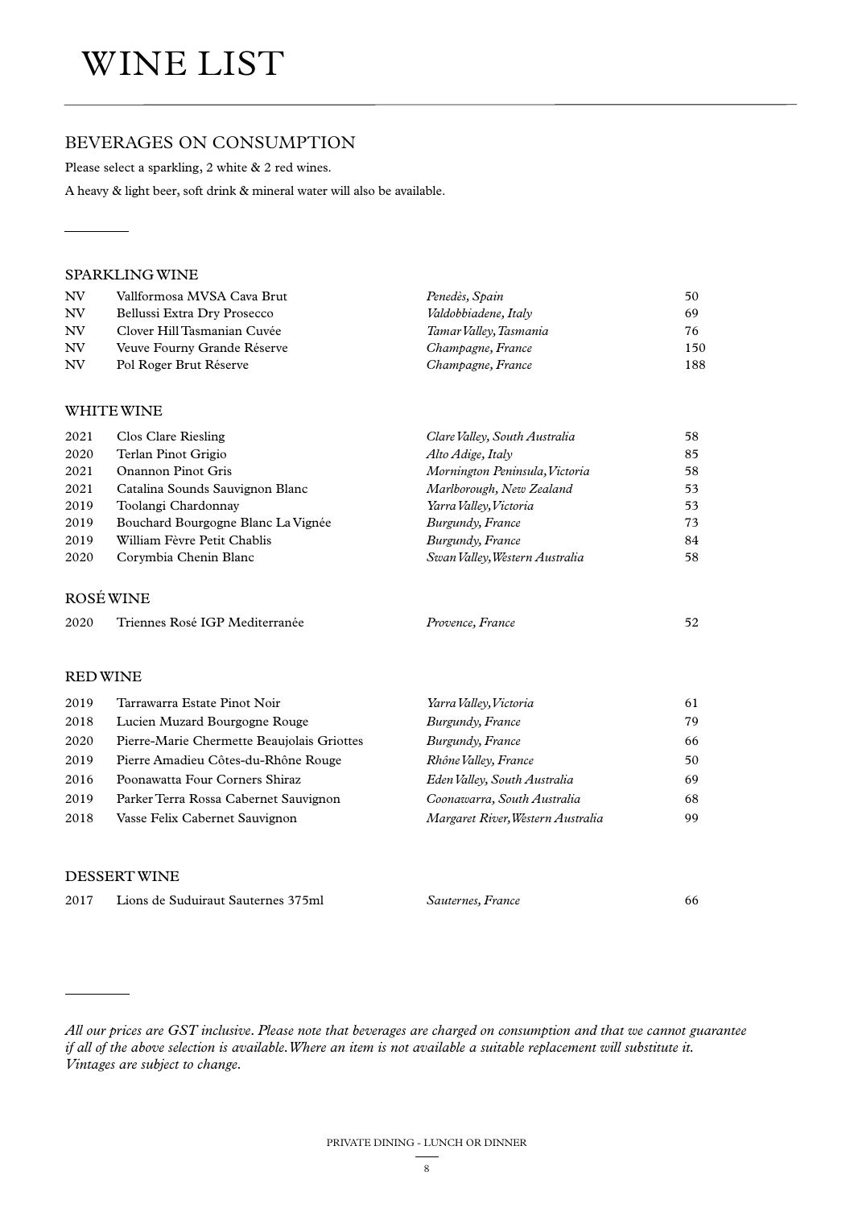# WINE LIST

## BEVERAGES ON CONSUMPTION

Please select a sparkling, 2 white & 2 red wines.

A heavy & light beer, soft drink & mineral water will also be available.

### SPARKLING WINE

| | | | |
|---|---|---|---|
| NV | Vallformosa MVSA Cava Brut | *Penedès, Spain* | 50 |
| NV | Bellussi Extra Dry Prosecco | *Valdobbiadene, Italy* | 69 |
| NV | Clover Hill Tasmanian Cuvée | *Tamar Valley, Tasmania* | 76 |
| NV | Veuve Fourny Grande Réserve | *Champagne, France* | 150 |
| NV | Pol Roger Brut Réserve | *Champagne, France* | 188 |

### WHITE WINE

| | | | |
|---|---|---|---|
| 2021 | Clos Clare Riesling | *Clare Valley, South Australia* | 58 |
| 2020 | Terlan Pinot Grigio | *Alto Adige, Italy* | 85 |
| 2021 | Onannon Pinot Gris | *Mornington Peninsula, Victoria* | 58 |
| 2021 | Catalina Sounds Sauvignon Blanc | *Marlborough, New Zealand* | 53 |
| 2019 | Toolangi Chardonnay | *Yarra Valley, Victoria* | 53 |
| 2019 | Bouchard Bourgogne Blanc La Vignée | *Burgundy, France* | 73 |
| 2019 | William Fèvre Petit Chablis | *Burgundy, France* | 84 |
| 2020 | Corymbia Chenin Blanc | *Swan Valley, Western Australia* | 58 |

### ROSÉ WINE

| | | | |
|---|---|---|---|
| 2020 | Triennes Rosé IGP Mediterranée | *Provence, France* | 52 |

### RED WINE

| | | | |
|---|---|---|---|
| 2019 | Tarrawarra Estate Pinot Noir | *Yarra Valley, Victoria* | 61 |
| 2018 | Lucien Muzard Bourgogne Rouge | *Burgundy, France* | 79 |
| 2020 | Pierre-Marie Chermette Beaujolais Griottes | *Burgundy, France* | 66 |
| 2019 | Pierre Amadieu Côtes-du-Rhône Rouge | *Rhône Valley, France* | 50 |
| 2016 | Poonawatta Four Corners Shiraz | *Eden Valley, South Australia* | 69 |
| 2019 | Parker Terra Rossa Cabernet Sauvignon | *Coonawarra, South Australia* | 68 |
| 2018 | Vasse Felix Cabernet Sauvignon | *Margaret River, Western Australia* | 99 |

### DESSERT WINE

| | | | |
|---|---|---|---|
| 2017 | Lions de Suduiraut Sauternes 375ml | *Sauternes, France* | 66 |

*All our prices are GST inclusive. Please note that beverages are charged on consumption and that we cannot guarantee if all of the above selection is available. Where an item is not available a suitable replacement will substitute it. Vintages are subject to change.*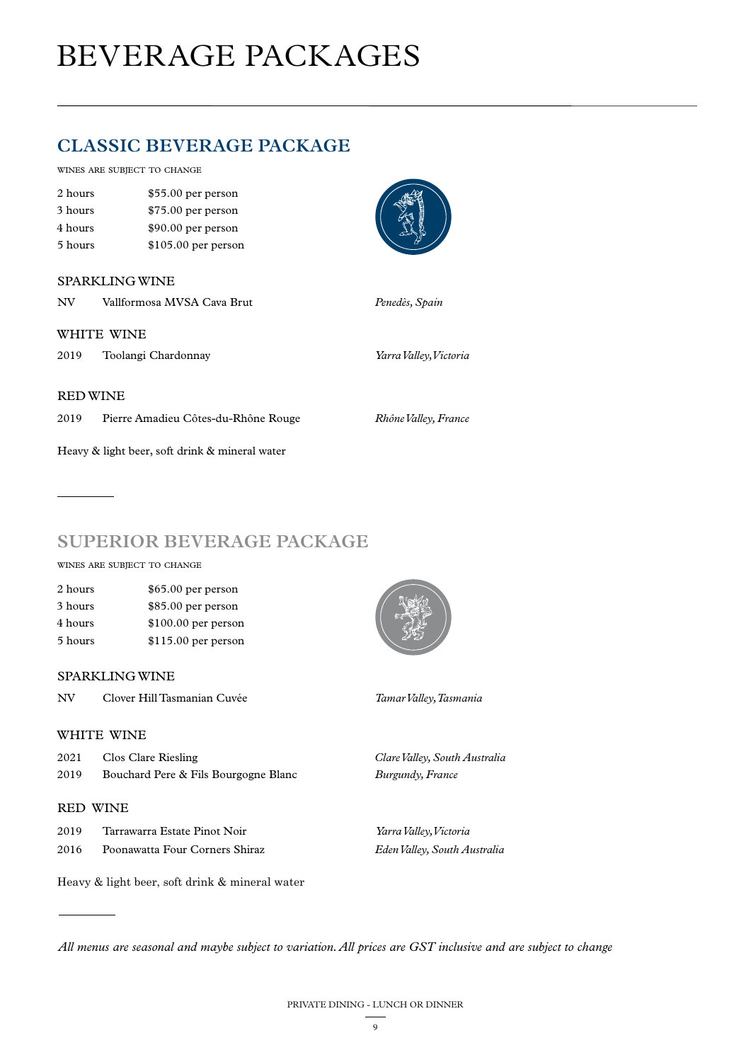# BEVERAGE PACKAGES

## CLASSIC BEVERAGE PACKAGE

WINES ARE SUBJECT TO CHANGE

| | |
|---|---|
| 2 hours | $55.00 per person |
| 3 hours | $75.00 per person |
| 4 hours | $90.00 per person |
| 5 hours | $105.00 per person |

### SPARKLING WINE

NV Vallformosa MVSA Cava Brut — *Penedès, Spain*

### WHITE WINE

2019 Toolangi Chardonnay — *Yarra Valley, Victoria*

### RED WINE

2019 Pierre Amadieu Côtes-du-Rhône Rouge — *Rhône Valley, France*

Heavy & light beer, soft drink & mineral water

## SUPERIOR BEVERAGE PACKAGE

WINES ARE SUBJECT TO CHANGE

| | |
|---|---|
| 2 hours | $65.00 per person |
| 3 hours | $85.00 per person |
| 4 hours | $100.00 per person |
| 5 hours | $115.00 per person |

### SPARKLING WINE

NV Clover Hill Tasmanian Cuvée — *Tamar Valley, Tasmania*

### WHITE WINE

2021 Clos Clare Riesling — *Clare Valley, South Australia*

2019 Bouchard Pere & Fils Bourgogne Blanc — *Burgundy, France*

### RED WINE

2019 Tarrawarra Estate Pinot Noir — *Yarra Valley, Victoria*

2016 Poonawatta Four Corners Shiraz — *Eden Valley, South Australia*

Heavy & light beer, soft drink & mineral water

*All menus are seasonal and maybe subject to variation. All prices are GST inclusive and are subject to change*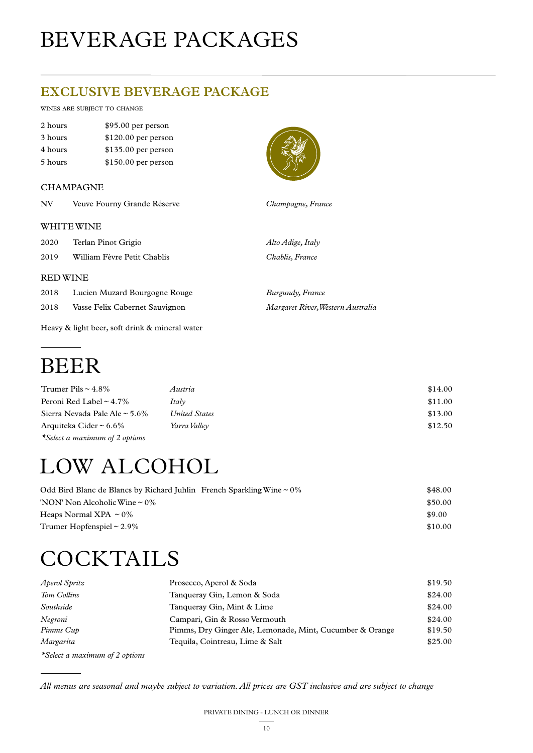# BEVERAGE PACKAGES

## EXCLUSIVE BEVERAGE PACKAGE

WINES ARE SUBJECT TO CHANGE

| | |
|---|---|
| 2 hours | $95.00 per person |
| 3 hours | $120.00 per person |
| 4 hours | $135.00 per person |
| 5 hours | $150.00 per person |

### CHAMPAGNE

| | | |
|---|---|---|
| NV | Veuve Fourny Grande Réserve | *Champagne, France* |

### WHITE WINE

| | | |
|---|---|---|
| 2020 | Terlan Pinot Grigio | *Alto Adige, Italy* |
| 2019 | William Fèvre Petit Chablis | *Chablis, France* |

### RED WINE

| | | |
|---|---|---|
| 2018 | Lucien Muzard Bourgogne Rouge | *Burgundy, France* |
| 2018 | Vasse Felix Cabernet Sauvignon | *Margaret River, Western Australia* |

Heavy & light beer, soft drink & mineral water

# BEER

| | | |
|---|---|---|
| Trumer Pils ~ 4.8% | *Austria* | $14.00 |
| Peroni Red Label ~ 4.7% | *Italy* | $11.00 |
| Sierra Nevada Pale Ale ~ 5.6% | *United States* | $13.00 |
| Arquiteka Cider ~ 6.6% | *Yarra Valley* | $12.50 |

*\*Select a maximum of 2 options*

# LOW ALCOHOL

| | |
|---|---|
| Odd Bird Blanc de Blancs by Richard Juhlin French Sparkling Wine ~ 0% | $48.00 |
| 'NON' Non Alcoholic Wine ~ 0% | $50.00 |
| Heaps Normal XPA ~ 0% | $9.00 |
| Trumer Hopfenspiel ~ 2.9% | $10.00 |

# COCKTAILS

| | | |
|---|---|---|
| *Aperol Spritz* | Prosecco, Aperol & Soda | $19.50 |
| *Tom Collins* | Tanqueray Gin, Lemon & Soda | $24.00 |
| *Southside* | Tanqueray Gin, Mint & Lime | $24.00 |
| *Negroni* | Campari, Gin & Rosso Vermouth | $24.00 |
| *Pimms Cup* | Pimms, Dry Ginger Ale, Lemonade, Mint, Cucumber & Orange | $19.50 |
| *Margarita* | Tequila, Cointreau, Lime & Salt | $25.00 |

*\*Select a maximum of 2 options*

*All menus are seasonal and maybe subject to variation. All prices are GST inclusive and are subject to change*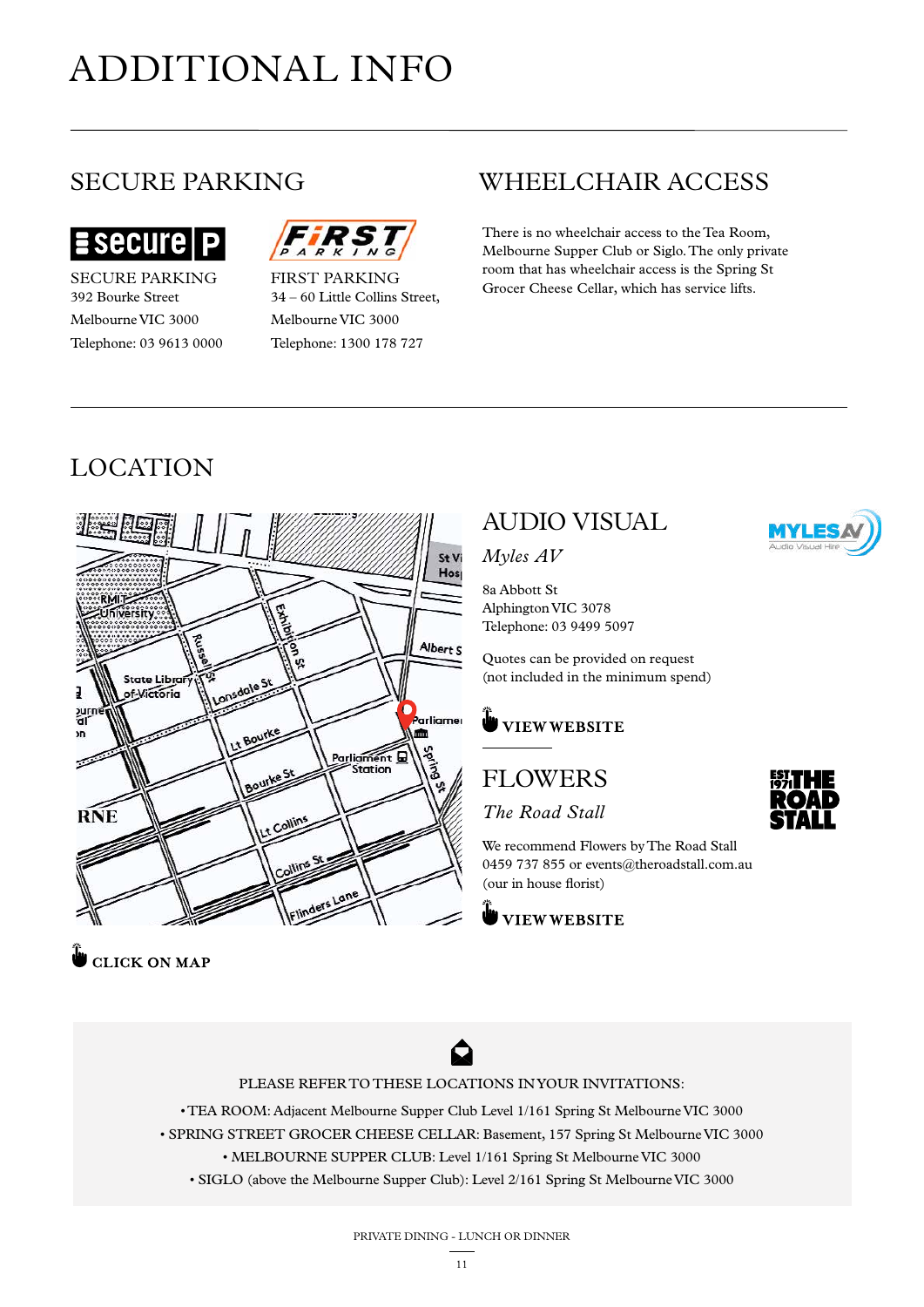# ADDITIONAL INFO

## SECURE PARKING

**SECURE PARKING**
392 Bourke Street
Melbourne VIC 3000
Telephone: 03 9613 0000

**FIRST PARKING**
34 – 60 Little Collins Street,
Melbourne VIC 3000
Telephone: 1300 178 727

## WHEELCHAIR ACCESS

There is no wheelchair access to the Tea Room, Melbourne Supper Club or Siglo. The only private room that has wheelchair access is the Spring St Grocer Cheese Cellar, which has service lifts.

## LOCATION

CLICK ON MAP

## AUDIO VISUAL

*Myles AV*

8a Abbott St
Alphington VIC 3078
Telephone: 03 9499 5097

Quotes can be provided on request
(not included in the minimum spend)

VIEW WEBSITE

## FLOWERS

*The Road Stall*

We recommend Flowers by The Road Stall
0459 737 855 or events@theroadstall.com.au
(our in house florist)

VIEW WEBSITE

PLEASE REFER TO THESE LOCATIONS IN YOUR INVITATIONS:

- TEA ROOM: Adjacent Melbourne Supper Club Level 1/161 Spring St Melbourne VIC 3000
- SPRING STREET GROCER CHEESE CELLAR: Basement, 157 Spring St Melbourne VIC 3000
- MELBOURNE SUPPER CLUB: Level 1/161 Spring St Melbourne VIC 3000
- SIGLO (above the Melbourne Supper Club): Level 2/161 Spring St Melbourne VIC 3000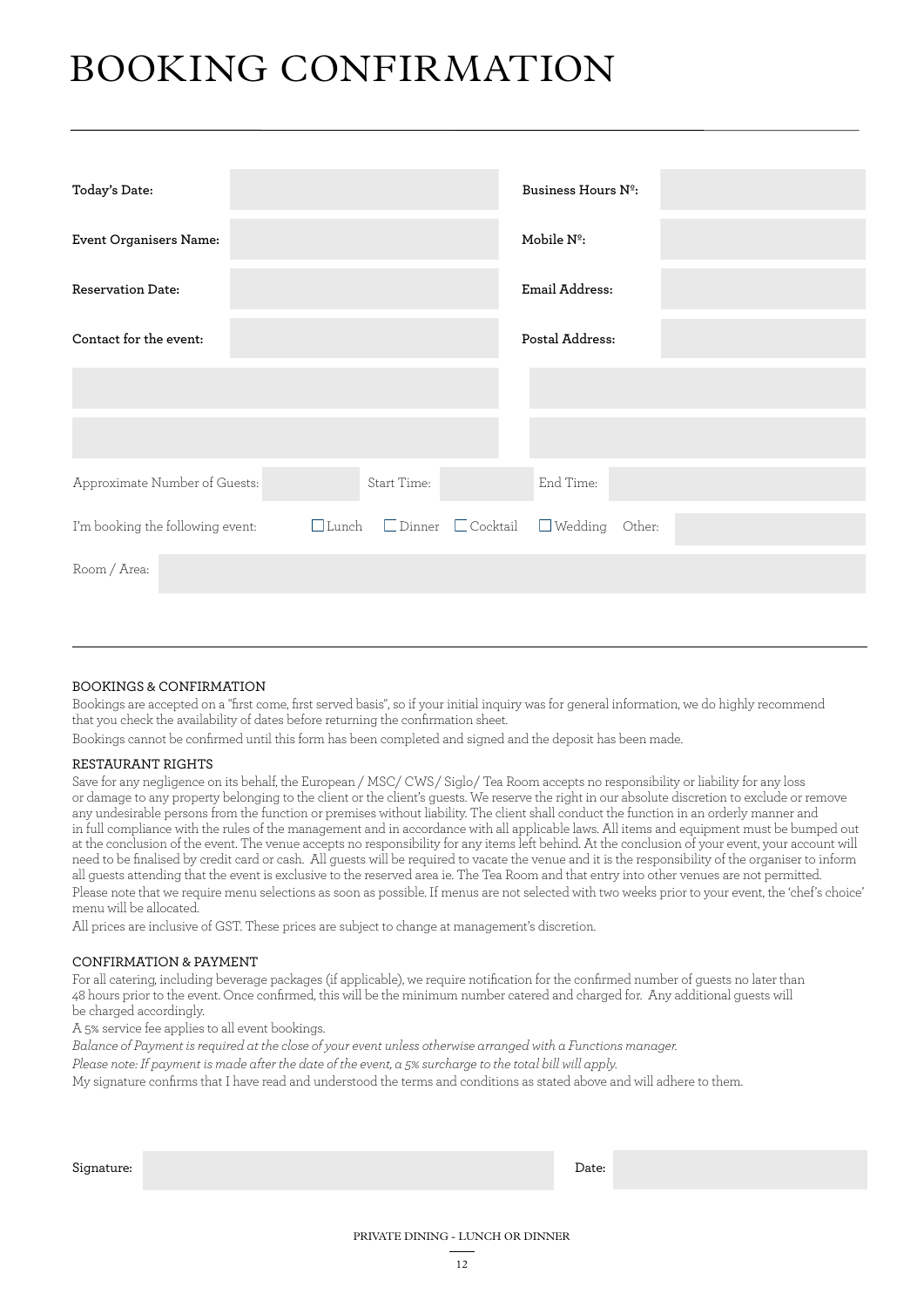# BOOKING CONFIRMATION

| | | | |
|---|---|---|---|
| **Today's Date:** | | **Business Hours Nº:** | |
| **Event Organisers Name:** | | **Mobile Nº:** | |
| **Reservation Date:** | | **Email Address:** | |
| **Contact for the event:** | | **Postal Address:** | |
| | | | |
| | | | |

Approximate Number of Guests: ______ Start Time: ______ End Time: ______

I'm booking the following event: ☐ Lunch ☐ Dinner ☐ Cocktail ☐ Wedding Other: ______

Room / Area: ______

### BOOKINGS & CONFIRMATION

Bookings are accepted on a "first come, first served basis", so if your initial inquiry was for general information, we do highly recommend that you check the availability of dates before returning the confirmation sheet.

Bookings cannot be confirmed until this form has been completed and signed and the deposit has been made.

### RESTAURANT RIGHTS

Save for any negligence on its behalf, the European / MSC/ CWS/ Siglo/ Tea Room accepts no responsibility or liability for any loss or damage to any property belonging to the client or the client's guests. We reserve the right in our absolute discretion to exclude or remove any undesirable persons from the function or premises without liability. The client shall conduct the function in an orderly manner and in full compliance with the rules of the management and in accordance with all applicable laws. All items and equipment must be bumped out at the conclusion of the event. The venue accepts no responsibility for any items left behind. At the conclusion of your event, your account will need to be finalised by credit card or cash. All guests will be required to vacate the venue and it is the responsibility of the organiser to inform all guests attending that the event is exclusive to the reserved area ie. The Tea Room and that entry into other venues are not permitted.

Please note that we require menu selections as soon as possible. If menus are not selected with two weeks prior to your event, the 'chef's choice' menu will be allocated.

All prices are inclusive of GST. These prices are subject to change at management's discretion.

### CONFIRMATION & PAYMENT

For all catering, including beverage packages (if applicable), we require notification for the confirmed number of guests no later than 48 hours prior to the event. Once confirmed, this will be the minimum number catered and charged for. Any additional guests will be charged accordingly.

A 5% service fee applies to all event bookings.

*Balance of Payment is required at the close of your event unless otherwise arranged with a Functions manager.*

*Please note: If payment is made after the date of the event, a 5% surcharge to the total bill will apply.*

My signature confirms that I have read and understood the terms and conditions as stated above and will adhere to them.

Signature: ______________________ Date: ______________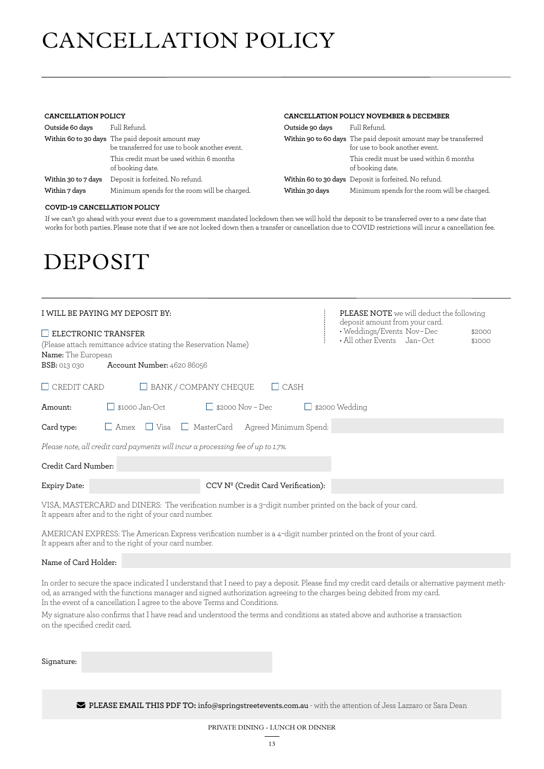# CANCELLATION POLICY

### CANCELLATION POLICY

| | |
|---|---|
| **Outside 60 days** | Full Refund. |
| **Within 60 to 30 days** | The paid deposit amount may be transferred for use to book another event. This credit must be used within 6 months of booking date. |
| **Within 30 to 7 days** | Deposit is forfeited. No refund. |
| **Within 7 days** | Minimum spends for the room will be charged. |

### CANCELLATION POLICY NOVEMBER & DECEMBER

| | |
|---|---|
| **Outside 90 days** | Full Refund. |
| **Within 90 to 60 days** | The paid deposit amount may be transferred for use to book another event. This credit must be used within 6 months of booking date. |
| **Within 60 to 30 days** | Deposit is forfeited. No refund. |
| **Within 30 days** | Minimum spends for the room will be charged. |

### COVID-19 CANCELLATION POLICY

If we can't go ahead with your event due to a government mandated lockdown then we will hold the deposit to be transferred over to a new date that works for both parties. Please note that if we are not locked down then a transfer or cancellation due to COVID restrictions will incur a cancellation fee.

# DEPOSIT

I WILL BE PAYING MY DEPOSIT BY:

**PLEASE NOTE** we will deduct the following deposit amount from your card.

- Weddings/Events Nov–Dec $2000
- All other Events Jan–Oct $1000

☐ ELECTRONIC TRANSFER
(Please attach remittance advice stating the Reservation Name)
**Name:** The European
**BSB:** 013 030 **Account Number:** 4620 86056

☐ CREDIT CARD ☐ BANK / COMPANY CHEQUE ☐ CASH

Amount: ☐ $1000 Jan-Oct ☐ $2000 Nov – Dec ☐ $2000 Wedding

Card type: ☐ Amex ☐ Visa ☐ MasterCard Agreed Minimum Spend:

*Please note, all credit card payments will incur a processing fee of up to 1.7%.*

Credit Card Number:

Expiry Date: CCV Nº (Credit Card Verification):

VISA, MASTERCARD and DINERS: The verification number is a 3-digit number printed on the back of your card. It appears after and to the right of your card number.

AMERICAN EXPRESS: The American Express verification number is a 4-digit number printed on the front of your card. It appears after and to the right of your card number.

Name of Card Holder:

In order to secure the space indicated I understand that I need to pay a deposit. Please find my credit card details or alternative payment method, as arranged with the functions manager and signed authorization agreeing to the charges being debited from my card.
In the event of a cancellation I agree to the above Terms and Conditions.

My signature also confirms that I have read and understood the terms and conditions as stated above and authorise a transaction on the specified credit card.

Signature:

**PLEASE EMAIL THIS PDF TO:** info@springstreetevents.com.au - with the attention of Jess Lazzaro or Sara Dean